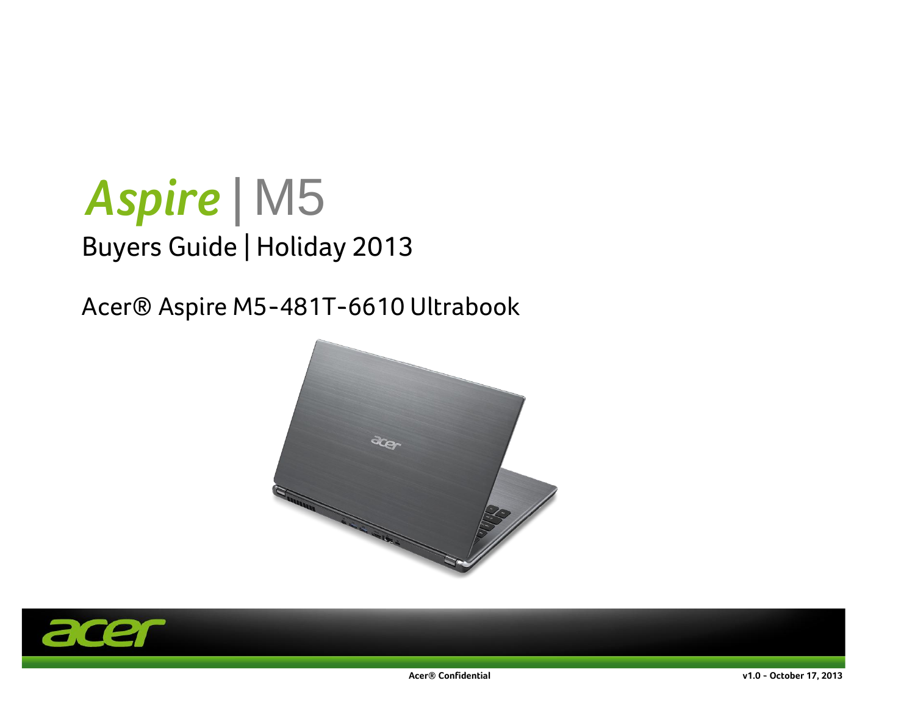# *Aspire* | M5

## Buyers Guide | Holiday 2013

## Acer® Aspire M5-481T-6610 Ultrabook

**Acer® Confidential**

**v1.0 - October 17, 2013**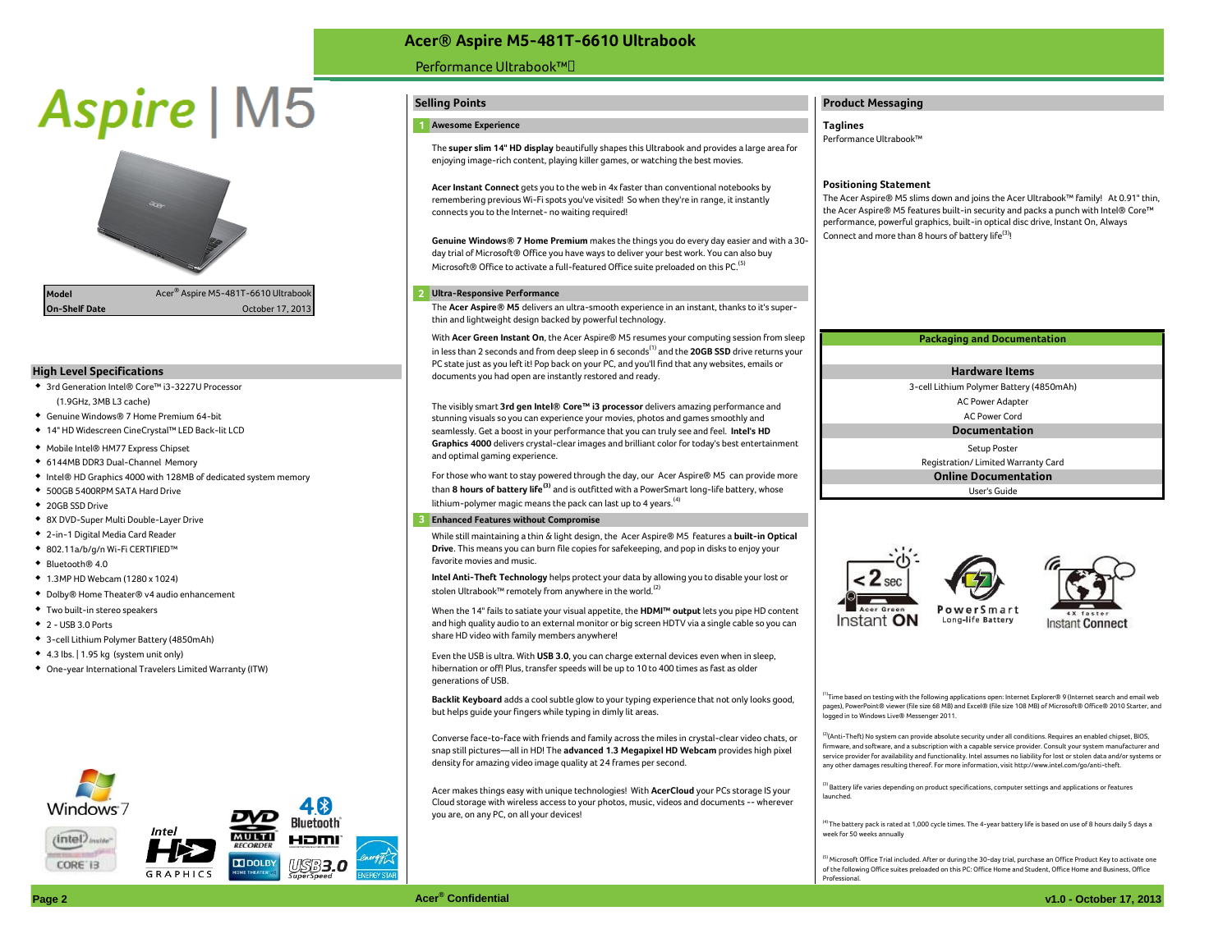# Acer® Aspire M5-481T-6610 Ultrabook

Performance Ultrabook™

Aspire | M5

| Model | Acer® Aspire M5-481T-6610 Ultrabook |
|---|---|
| On-Shelf Date | October 17, 2013 |

## High Level Specifications

- 3rd Generation Intel® Core™ i3-3227U Processor (1.9GHz, 3MB L3 cache)
- Genuine Windows® 7 Home Premium 64-bit
- 14" HD Widescreen CineCrystal™ LED Back-lit LCD
- Mobile Intel® HM77 Express Chipset
- 6144MB DDR3 Dual-Channel Memory
- Intel® HD Graphics 4000 with 128MB of dedicated system memory
- 500GB 5400RPM SATA Hard Drive
- 20GB SSD Drive
- 8X DVD-Super Multi Double-Layer Drive
- 2-in-1 Digital Media Card Reader
- 802.11a/b/g/n Wi-Fi CERTIFIED™
- Bluetooth® 4.0
- 1.3MP HD Webcam (1280 x 1024)
- Dolby® Home Theater® v4 audio enhancement
- Two built-in stereo speakers
- 2 - USB 3.0 Ports
- 3-cell Lithium Polymer Battery (4850mAh)
- 4.3 lbs. | 1.95 kg (system unit only)
- One-year International Travelers Limited Warranty (ITW)

## Selling Points

### 1 Awesome Experience

The **super slim 14" HD display** beautifully shapes this Ultrabook and provides a large area for enjoying image-rich content, playing killer games, or watching the best movies.

**Acer Instant Connect** gets you to the web in 4x faster than conventional notebooks by remembering previous Wi-Fi spots you've visited! So when they're in range, it instantly connects you to the Internet- no waiting required!

**Genuine Windows® 7 Home Premium** makes the things you do every day easier and with a 30-day trial of Microsoft® Office you have ways to deliver your best work. You can also buy Microsoft® Office to activate a full-featured Office suite preloaded on this PC.[5]

### 2 Ultra-Responsive Performance

The **Acer Aspire® M5** delivers an ultra-smooth experience in an instant, thanks to it's super-thin and lightweight design backed by powerful technology.

With **Acer Green Instant On**, the Acer Aspire® M5 resumes your computing session from sleep in less than 2 seconds and from deep sleep in 6 seconds[1] and the **20GB SSD** drive returns your PC state just as you left it! Pop back on your PC, and you'll find that any websites, emails or documents you had open are instantly restored and ready.

The visibly smart **3rd gen Intel® Core™ i3 processor** delivers amazing performance and stunning visuals so you can experience your movies, photos and games smoothly and seamlessly. Get a boost in your performance that you can truly see and feel. **Intel's HD Graphics 4000** delivers crystal-clear images and brilliant color for today's best entertainment and optimal gaming experience.

For those who want to stay powered through the day, our Acer Aspire® M5 can provide more than **8 hours of battery life[3]** and is outfitted with a PowerSmart long-life battery, whose lithium-polymer magic means the pack can last up to 4 years.[4]

### 3 Enhanced Features without Compromise

While still maintaining a thin & light design, the Acer Aspire® M5 features a **built-in Optical Drive**. This means you can burn file copies for safekeeping, and pop in disks to enjoy your favorite movies and music.

**Intel Anti-Theft Technology** helps protect your data by allowing you to disable your lost or stolen Ultrabook™ remotely from anywhere in the world.[2]

When the 14" fails to satiate your visual appetite, the **HDMI™ output** lets you pipe HD content and high quality audio to an external monitor or big screen HDTV via a single cable so you can share HD video with family members anywhere!

Even the USB is ultra. With **USB 3.0**, you can charge external devices even when in sleep, hibernation or off! Plus, transfer speeds will be up to 10 to 400 times as fast as older generations of USB.

**Backlit Keyboard** adds a cool subtle glow to your typing experience that not only looks good, but helps guide your fingers while typing in dimly lit areas.

Converse face-to-face with friends and family across the miles in crystal-clear video chats, or snap still pictures—all in HD! The **advanced 1.3 Megapixel HD Webcam** provides high pixel density for amazing video image quality at 24 frames per second.

Acer makes things easy with unique technologies! With **AcerCloud** your PCs storage IS your Cloud storage with wireless access to your photos, music, videos and documents -- wherever you are, on any PC, on all your devices!

## Product Messaging

**Taglines**

Performance Ultrabook™

**Positioning Statement**

The Acer Aspire® M5 slims down and joins the Acer Ultrabook™ family! At 0.91" thin, the Acer Aspire® M5 features built-in security and packs a punch with Intel® Core™ performance, powerful graphics, built-in optical disc drive, Instant On, Always Connect and more than 8 hours of battery life[3]!

## Packaging and Documentation

| Hardware Items |
|---|
| 3-cell Lithium Polymer Battery (4850mAh) |
| AC Power Adapter |
| AC Power Cord |
| **Documentation** |
| Setup Poster |
| Registration/ Limited Warranty Card |
| **Online Documentation** |
| User's Guide |

< 2 sec Acer Green Instant ON — PowerSmart Long-life Battery — 4X faster Instant Connect

[1]Time based on testing with the following applications open: Internet Explorer® 9 (Internet search and email web pages), PowerPoint® viewer (file size 68 MB) and Excel® (file size 108 MB) of Microsoft® Office® 2010 Starter, and logged in to Windows Live® Messenger 2011.

[2](Anti-Theft) No system can provide absolute security under all conditions. Requires an enabled chipset, BIOS, firmware, and software, and a subscription with a capable service provider. Consult your system manufacturer and service provider for availability and functionality. Intel assumes no liability for lost or stolen data and/or systems or any other damages resulting thereof. For more information, visit http://www.intel.com/go/anti-theft.

[3] Battery life varies depending on product specifications, computer settings and applications or features launched.

[4] The battery pack is rated at 1,000 cycle times. The 4-year battery life is based on use of 8 hours daily 5 days a week for 50 weeks annually

[5] Microsoft Office Trial included. After or during the 30-day trial, purchase an Office Product Key to activate one of the following Office suites preloaded on this PC: Office Home and Student, Office Home and Business, Office Professional.

Acer® Confidential — v1.0 - October 17, 2013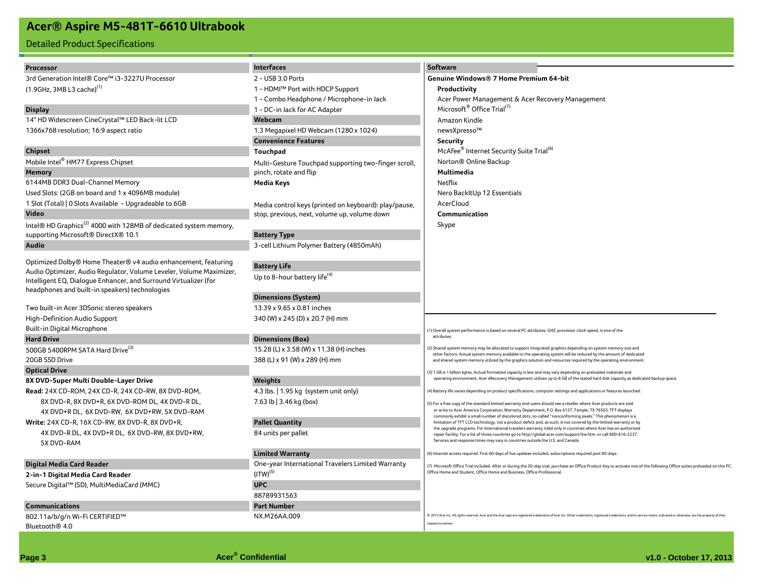# Acer® Aspire M5-481T-6610 Ultrabook

## Detailed Product Specifications

**Processor**

3rd Generation Intel® Core™ i3-3227U Processor (1.9GHz, 3MB L3 cache)[1]

**Display**

14" HD Widescreen CineCrystal™ LED Back-lit LCD
1366x768 resolution; 16:9 aspect ratio

**Chipset**

Mobile Intel® HM77 Express Chipset

**Memory**

6144MB DDR3 Dual-Channel Memory
Used Slots: (2GB on board and 1 x 4096MB module)
1 Slot (Total) | 0 Slots Available - Upgradeable to 6GB

**Video**

Intel® HD Graphics[2] 4000 with 128MB of dedicated system memory, supporting Microsoft® DirectX® 10.1

**Audio**

Optimized Dolby® Home Theater® v4 audio enhancement, featuring Audio Optimizer, Audio Regulator, Volume Leveler, Volume Maximizer, Intelligent EQ, Dialogue Enhancer, and Surround Virtualizer (for headphones and built-in speakers) technologies

Two built-in Acer 3DSonic stereo speakers
High-Definition Audio Support
Built-in Digital Microphone

**Hard Drive**

500GB 5400RPM SATA Hard Drive[3]
20GB SSD Drive

**Optical Drive**

**8X DVD-Super Multi Double-Layer Drive**

**Read:** 24X CD-ROM, 24X CD-R, 24X CD-RW, 8X DVD-ROM, 8X DVD-R, 8X DVD+R, 6X DVD-ROM DL, 4X DVD-R DL, 4X DVD+R DL, 6X DVD-RW, 6X DVD+RW, 5X DVD-RAM

**Write:** 24X CD-R, 16X CD-RW, 8X DVD-R, 8X DVD+R, 4X DVD-R DL, 4X DVD+R DL, 6X DVD-RW, 8X DVD+RW, 5X DVD-RAM

**Digital Media Card Reader**

**2-in-1 Digital Media Card Reader**

Secure Digital™ (SD), MultiMediaCard (MMC)

**Communications**

802.11a/b/g/n Wi-Fi CERTIFIED™
Bluetooth® 4.0

**Interfaces**

2 - USB 3.0 Ports
1 - HDMI™ Port with HDCP Support
1 - Combo Headphone / Microphone-in Jack
1 - DC-in Jack for AC Adapter

**Webcam**

1.3 Megapixel HD Webcam (1280 x 1024)

**Convenience Features**

**Touchpad**

Multi-Gesture Touchpad supporting two-finger scroll, pinch, rotate and flip

**Media Keys**

Media control keys (printed on keyboard): play/pause, stop, previous, next, volume up, volume down

**Battery Type**

3-cell Lithium Polymer Battery (4850mAh)

**Battery Life**

Up to 8-hour battery life[4]

**Dimensions (System)**

13.39 x 9.65 x 0.81 inches
340 (W) x 245 (D) x 20.7 (H) mm

**Dimensions (Box)**

15.28 (L) x 3.58 (W) x 11.38 (H) inches
388 (L) x 91 (W) x 289 (H) mm

**Weights**

4.3 lbs. | 1.95 kg (system unit only)
7.63 lb | 3.46 kg (box)

**Pallet Quantity**

84 units per pallet

**Limited Warranty**

One-year International Travelers Limited Warranty (ITW)[5]

**UPC**

88789931563

**Part Number**

NX.M26AA.009

**Software**

**Genuine Windows® 7 Home Premium 64-bit**

**Productivity**

Acer Power Management & Acer Recovery Management
Microsoft® Office Trial[7]
Amazon Kindle
newsXpresso™

**Security**

McAfee® Internet Security Suite Trial[6]
Norton® Online Backup

**Multimedia**

Netflix
Nero BackItUp 12 Essentials
AcerCloud

**Communication**

Skype

(1) Overall system performance is based on several PC attributes. GHZ, processor clock speed, is one of the attributes.

(2) Shared system memory may be allocated to support integrated graphics depending on system memory size and other factors. Actual system memory available to the operating system will be reduced by the amount of dedicated and shared system memory utilized by the graphics solution and resources required by the operating environment.

(3) 1 GB is 1 billion bytes. Actual formatted capacity is less and may vary depending on preloaded materials and operating environment. Acer eRecovery Management utilizes up to 8 GB of the stated hard disk capacity as dedicated backup space.

(4) Battery life varies depending on product specifications, computer settings and applications or features launched.

(5) For a free copy of the standard limited warranty end-users should see a reseller where Acer products are sold or write to Acer America Corporation, Warranty Department, P.O. Box 6137, Temple, TX 76503. TFT displays commonly exhibit a small number of discolored dots, so-called "nonconforming pixels." This phenomenon is a limitation of TFT LCD technology, not a product defect and, as such, is not covered by the limited warranty or by the upgrade programs. For International travelers warranty Valid only in countries where Acer has an authorized repair facility. For a list of those countries go to http://global.acer.com/support/itw.htm. or call 800-816-2237. Services and response times may vary in countries outside the U.S. and Canada

(6) Internet access required. First 60-days of live updates included, subscriptions required post 60-days.

(7) Microsoft Office Trial included. After or during the 30-day trial, purchase an Office Product Key to activate one of the following Office suites preloaded on this PC: Office Home and Student, Office Home and Business, Office Professional.

© 2013 Acer Inc. All rights reserved. Acer and the Acer logo are registered trademarks of Acer Inc. Other trademarks, registered trademarks, and/or service marks, indicated or otherwise, are the property of their respective owners.

Acer® Confidential

v1.0 - October 17, 2013